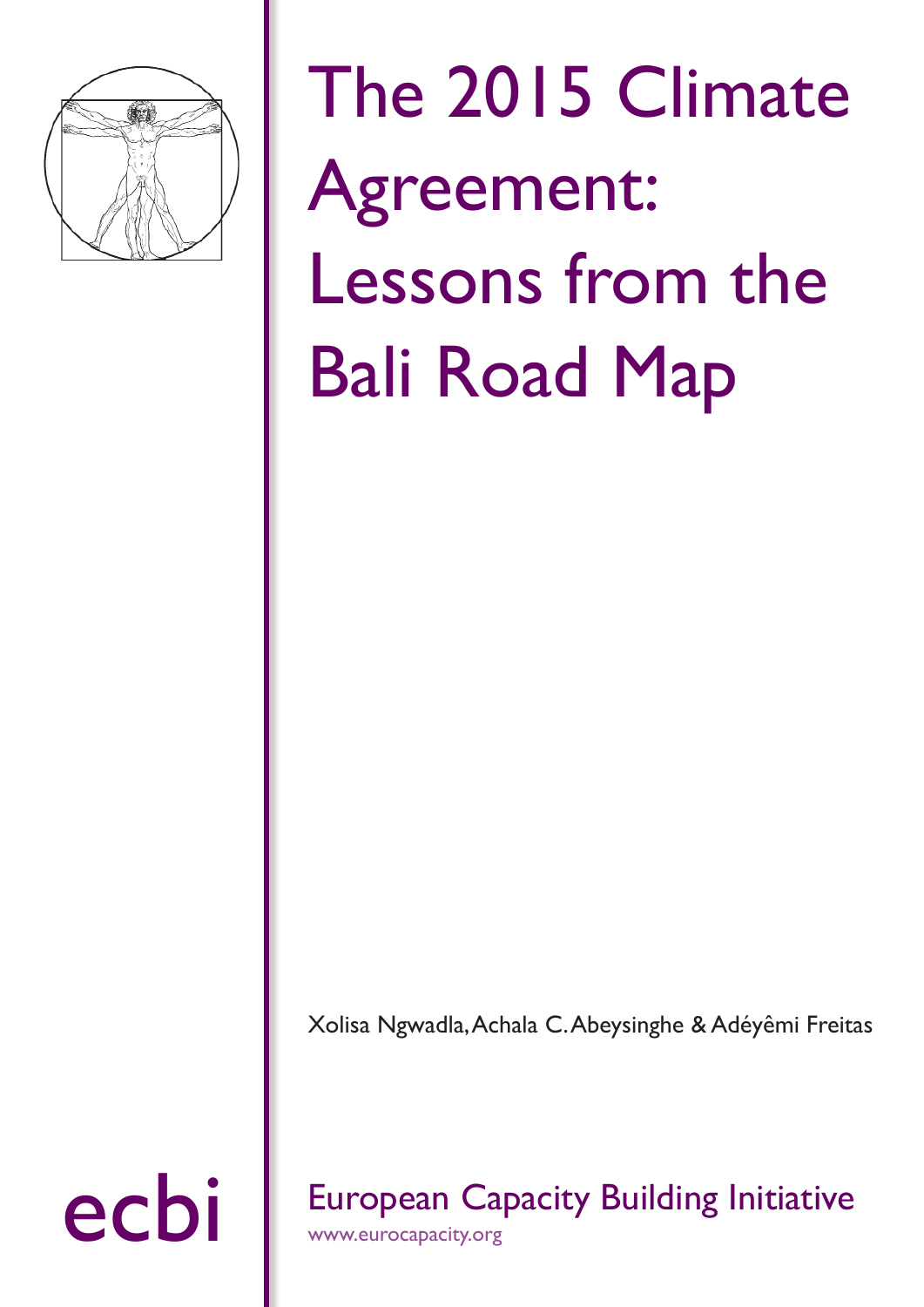# The 2015 Climate Agreement: Lessons from the Bali Road Map

Xolisa Ngwadla, Achala C. Abeysinghe & Adéyêmi Freitas

ecbi

European Capacity Building Initiative

www.eurocapacity.org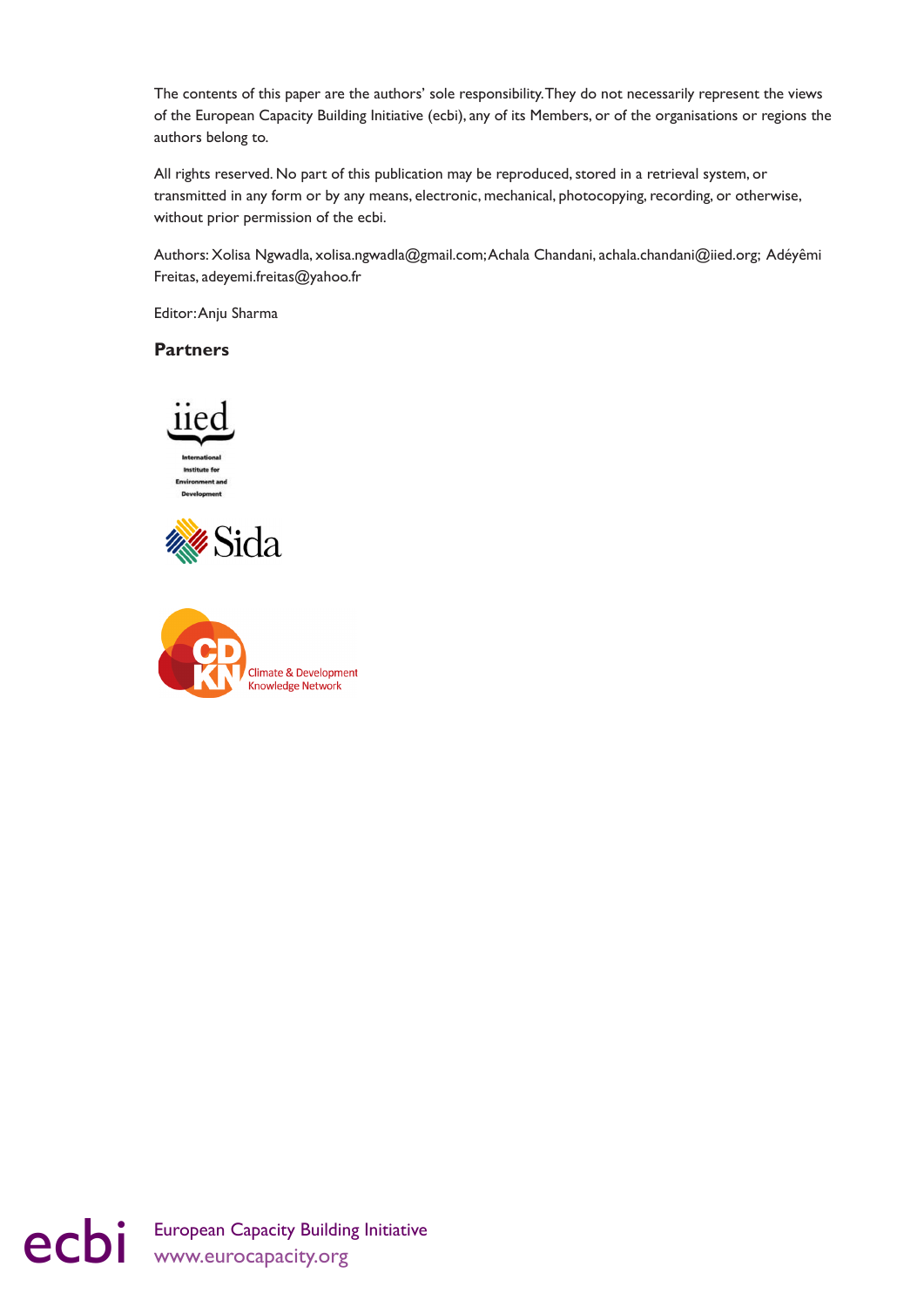The contents of this paper are the authors' sole responsibility. They do not necessarily represent the views of the European Capacity Building Initiative (ecbi), any of its Members, or of the organisations or regions the authors belong to.

All rights reserved. No part of this publication may be reproduced, stored in a retrieval system, or transmitted in any form or by any means, electronic, mechanical, photocopying, recording, or otherwise, without prior permission of the ecbi.

Authors: Xolisa Ngwadla, xolisa.ngwadla@gmail.com; Achala Chandani, achala.chandani@iied.org; Adéyêmi Freitas, adeyemi.freitas@yahoo.fr

Editor: Anju Sharma

**Partners**

iied
International Institute for Environment and Development

Sida

CDKN Climate & Development Knowledge Network

ecbi European Capacity Building Initiative
www.eurocapacity.org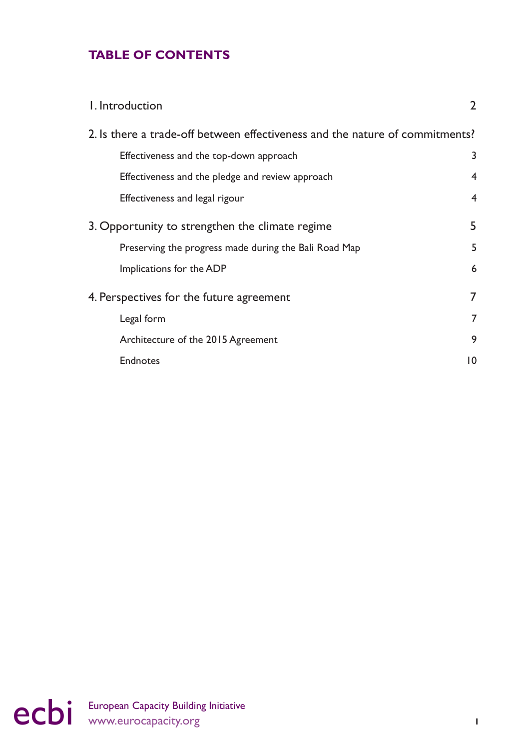## TABLE OF CONTENTS

| | |
|---|---|
| 1. Introduction | 2 |
| 2. Is there a trade-off between effectiveness and the nature of commitments? | |
| Effectiveness and the top-down approach | 3 |
| Effectiveness and the pledge and review approach | 4 |
| Effectiveness and legal rigour | 4 |
| 3. Opportunity to strengthen the climate regime | 5 |
| Preserving the progress made during the Bali Road Map | 5 |
| Implications for the ADP | 6 |
| 4. Perspectives for the future agreement | 7 |
| Legal form | 7 |
| Architecture of the 2015 Agreement | 9 |
| Endnotes | 10 |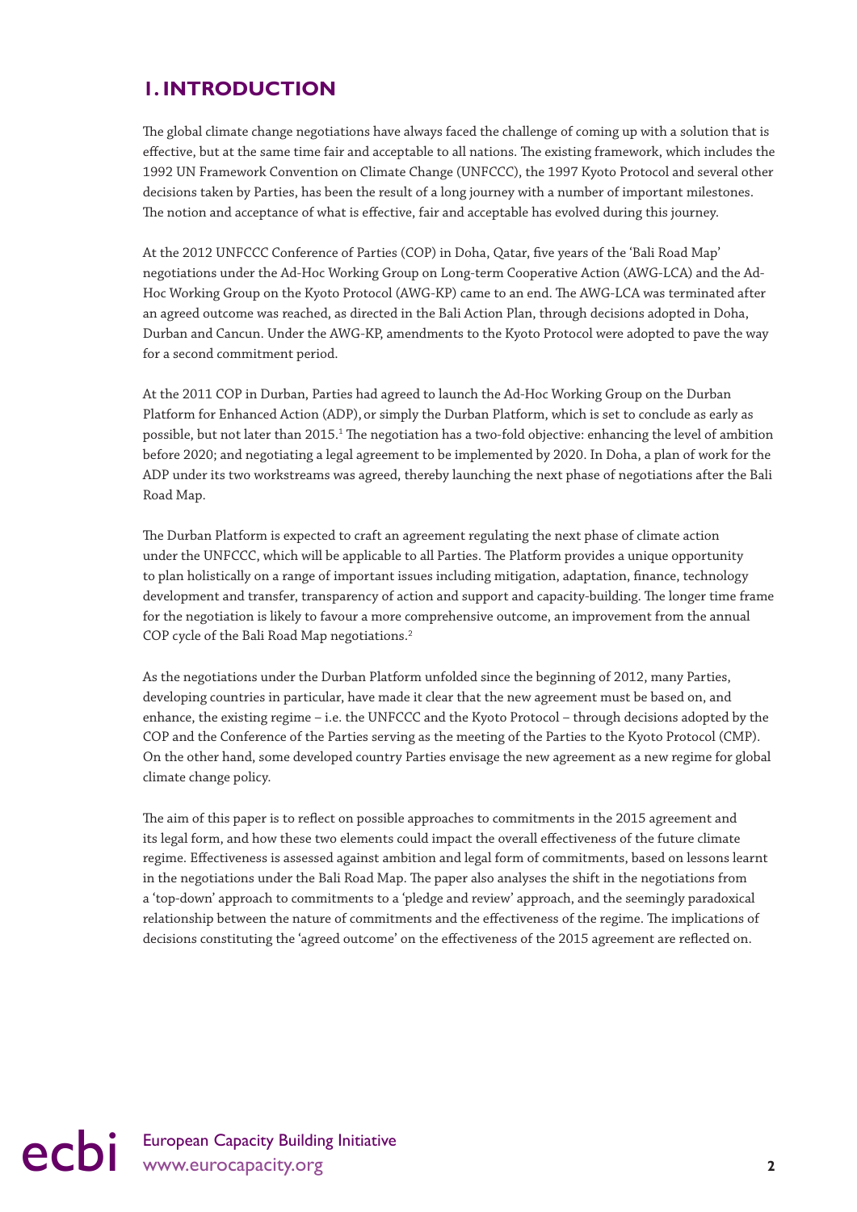# 1. INTRODUCTION

The global climate change negotiations have always faced the challenge of coming up with a solution that is effective, but at the same time fair and acceptable to all nations. The existing framework, which includes the 1992 UN Framework Convention on Climate Change (UNFCCC), the 1997 Kyoto Protocol and several other decisions taken by Parties, has been the result of a long journey with a number of important milestones. The notion and acceptance of what is effective, fair and acceptable has evolved during this journey.

At the 2012 UNFCCC Conference of Parties (COP) in Doha, Qatar, five years of the 'Bali Road Map' negotiations under the Ad-Hoc Working Group on Long-term Cooperative Action (AWG-LCA) and the Ad-Hoc Working Group on the Kyoto Protocol (AWG-KP) came to an end. The AWG-LCA was terminated after an agreed outcome was reached, as directed in the Bali Action Plan, through decisions adopted in Doha, Durban and Cancun. Under the AWG-KP, amendments to the Kyoto Protocol were adopted to pave the way for a second commitment period.

At the 2011 COP in Durban, Parties had agreed to launch the Ad-Hoc Working Group on the Durban Platform for Enhanced Action (ADP), or simply the Durban Platform, which is set to conclude as early as possible, but not later than 2015.[1] The negotiation has a two-fold objective: enhancing the level of ambition before 2020; and negotiating a legal agreement to be implemented by 2020. In Doha, a plan of work for the ADP under its two workstreams was agreed, thereby launching the next phase of negotiations after the Bali Road Map.

The Durban Platform is expected to craft an agreement regulating the next phase of climate action under the UNFCCC, which will be applicable to all Parties. The Platform provides a unique opportunity to plan holistically on a range of important issues including mitigation, adaptation, finance, technology development and transfer, transparency of action and support and capacity-building. The longer time frame for the negotiation is likely to favour a more comprehensive outcome, an improvement from the annual COP cycle of the Bali Road Map negotiations.[2]

As the negotiations under the Durban Platform unfolded since the beginning of 2012, many Parties, developing countries in particular, have made it clear that the new agreement must be based on, and enhance, the existing regime – i.e. the UNFCCC and the Kyoto Protocol – through decisions adopted by the COP and the Conference of the Parties serving as the meeting of the Parties to the Kyoto Protocol (CMP). On the other hand, some developed country Parties envisage the new agreement as a new regime for global climate change policy.

The aim of this paper is to reflect on possible approaches to commitments in the 2015 agreement and its legal form, and how these two elements could impact the overall effectiveness of the future climate regime. Effectiveness is assessed against ambition and legal form of commitments, based on lessons learnt in the negotiations under the Bali Road Map. The paper also analyses the shift in the negotiations from a 'top-down' approach to commitments to a 'pledge and review' approach, and the seemingly paradoxical relationship between the nature of commitments and the effectiveness of the regime. The implications of decisions constituting the 'agreed outcome' on the effectiveness of the 2015 agreement are reflected on.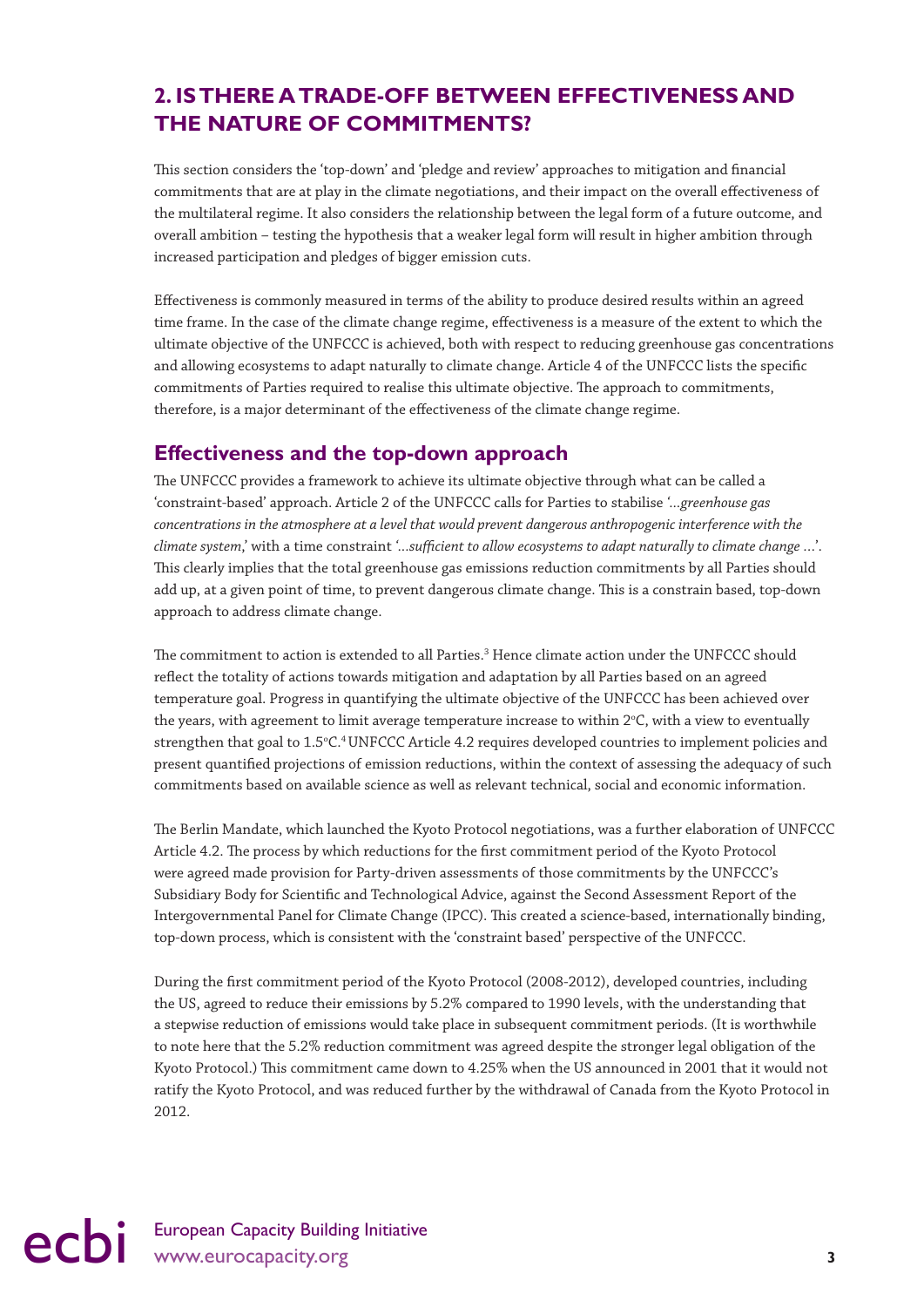## 2. IS THERE A TRADE-OFF BETWEEN EFFECTIVENESS AND THE NATURE OF COMMITMENTS?

This section considers the 'top-down' and 'pledge and review' approaches to mitigation and financial commitments that are at play in the climate negotiations, and their impact on the overall effectiveness of the multilateral regime. It also considers the relationship between the legal form of a future outcome, and overall ambition – testing the hypothesis that a weaker legal form will result in higher ambition through increased participation and pledges of bigger emission cuts.

Effectiveness is commonly measured in terms of the ability to produce desired results within an agreed time frame. In the case of the climate change regime, effectiveness is a measure of the extent to which the ultimate objective of the UNFCCC is achieved, both with respect to reducing greenhouse gas concentrations and allowing ecosystems to adapt naturally to climate change. Article 4 of the UNFCCC lists the specific commitments of Parties required to realise this ultimate objective. The approach to commitments, therefore, is a major determinant of the effectiveness of the climate change regime.

### Effectiveness and the top-down approach

The UNFCCC provides a framework to achieve its ultimate objective through what can be called a 'constraint-based' approach. Article 2 of the UNFCCC calls for Parties to stabilise '*...greenhouse gas concentrations in the atmosphere at a level that would prevent dangerous anthropogenic interference with the climate system*,' with a time constraint '*...sufficient to allow ecosystems to adapt naturally to climate change ...*'. This clearly implies that the total greenhouse gas emissions reduction commitments by all Parties should add up, at a given point of time, to prevent dangerous climate change. This is a constrain based, top-down approach to address climate change.

The commitment to action is extended to all Parties.[3] Hence climate action under the UNFCCC should reflect the totality of actions towards mitigation and adaptation by all Parties based on an agreed temperature goal. Progress in quantifying the ultimate objective of the UNFCCC has been achieved over the years, with agreement to limit average temperature increase to within 2°C, with a view to eventually strengthen that goal to 1.5°C.[4] UNFCCC Article 4.2 requires developed countries to implement policies and present quantified projections of emission reductions, within the context of assessing the adequacy of such commitments based on available science as well as relevant technical, social and economic information.

The Berlin Mandate, which launched the Kyoto Protocol negotiations, was a further elaboration of UNFCCC Article 4.2. The process by which reductions for the first commitment period of the Kyoto Protocol were agreed made provision for Party-driven assessments of those commitments by the UNFCCC's Subsidiary Body for Scientific and Technological Advice, against the Second Assessment Report of the Intergovernmental Panel for Climate Change (IPCC). This created a science-based, internationally binding, top-down process, which is consistent with the 'constraint based' perspective of the UNFCCC.

During the first commitment period of the Kyoto Protocol (2008-2012), developed countries, including the US, agreed to reduce their emissions by 5.2% compared to 1990 levels, with the understanding that a stepwise reduction of emissions would take place in subsequent commitment periods. (It is worthwhile to note here that the 5.2% reduction commitment was agreed despite the stronger legal obligation of the Kyoto Protocol.) This commitment came down to 4.25% when the US announced in 2001 that it would not ratify the Kyoto Protocol, and was reduced further by the withdrawal of Canada from the Kyoto Protocol in 2012.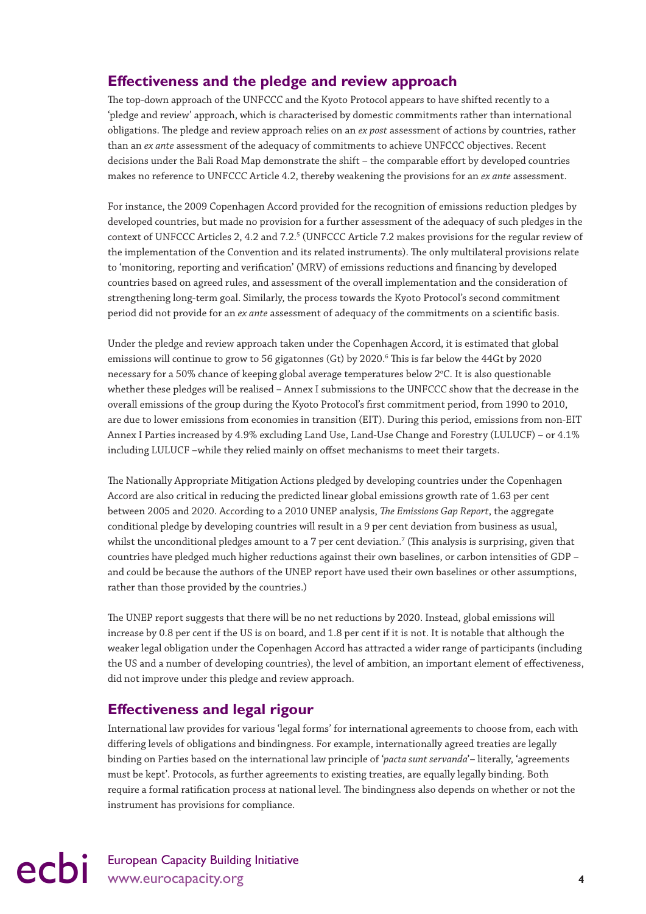## Effectiveness and the pledge and review approach

The top-down approach of the UNFCCC and the Kyoto Protocol appears to have shifted recently to a 'pledge and review' approach, which is characterised by domestic commitments rather than international obligations. The pledge and review approach relies on an *ex post* assessment of actions by countries, rather than an *ex ante* assessment of the adequacy of commitments to achieve UNFCCC objectives. Recent decisions under the Bali Road Map demonstrate the shift – the comparable effort by developed countries makes no reference to UNFCCC Article 4.2, thereby weakening the provisions for an *ex ante* assessment.

For instance, the 2009 Copenhagen Accord provided for the recognition of emissions reduction pledges by developed countries, but made no provision for a further assessment of the adequacy of such pledges in the context of UNFCCC Articles 2, 4.2 and 7.2.[5] (UNFCCC Article 7.2 makes provisions for the regular review of the implementation of the Convention and its related instruments). The only multilateral provisions relate to 'monitoring, reporting and verification' (MRV) of emissions reductions and financing by developed countries based on agreed rules, and assessment of the overall implementation and the consideration of strengthening long-term goal. Similarly, the process towards the Kyoto Protocol's second commitment period did not provide for an *ex ante* assessment of adequacy of the commitments on a scientific basis.

Under the pledge and review approach taken under the Copenhagen Accord, it is estimated that global emissions will continue to grow to 56 gigatonnes (Gt) by 2020.[6] This is far below the 44Gt by 2020 necessary for a 50% chance of keeping global average temperatures below 2°C. It is also questionable whether these pledges will be realised – Annex I submissions to the UNFCCC show that the decrease in the overall emissions of the group during the Kyoto Protocol's first commitment period, from 1990 to 2010, are due to lower emissions from economies in transition (EIT). During this period, emissions from non-EIT Annex I Parties increased by 4.9% excluding Land Use, Land-Use Change and Forestry (LULUCF) – or 4.1% including LULUCF –while they relied mainly on offset mechanisms to meet their targets.

The Nationally Appropriate Mitigation Actions pledged by developing countries under the Copenhagen Accord are also critical in reducing the predicted linear global emissions growth rate of 1.63 per cent between 2005 and 2020. According to a 2010 UNEP analysis, *The Emissions Gap Report*, the aggregate conditional pledge by developing countries will result in a 9 per cent deviation from business as usual, whilst the unconditional pledges amount to a 7 per cent deviation.[7] (This analysis is surprising, given that countries have pledged much higher reductions against their own baselines, or carbon intensities of GDP – and could be because the authors of the UNEP report have used their own baselines or other assumptions, rather than those provided by the countries.)

The UNEP report suggests that there will be no net reductions by 2020. Instead, global emissions will increase by 0.8 per cent if the US is on board, and 1.8 per cent if it is not. It is notable that although the weaker legal obligation under the Copenhagen Accord has attracted a wider range of participants (including the US and a number of developing countries), the level of ambition, an important element of effectiveness, did not improve under this pledge and review approach.

## Effectiveness and legal rigour

International law provides for various 'legal forms' for international agreements to choose from, each with differing levels of obligations and bindingness. For example, internationally agreed treaties are legally binding on Parties based on the international law principle of '*pacta sunt servanda*'– literally, 'agreements must be kept'. Protocols, as further agreements to existing treaties, are equally legally binding. Both require a formal ratification process at national level. The bindingness also depends on whether or not the instrument has provisions for compliance.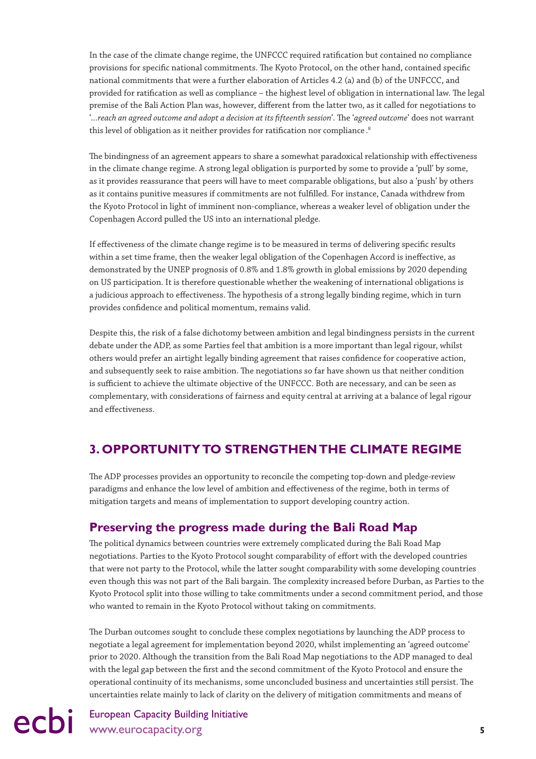In the case of the climate change regime, the UNFCCC required ratification but contained no compliance provisions for specific national commitments. The Kyoto Protocol, on the other hand, contained specific national commitments that were a further elaboration of Articles 4.2 (a) and (b) of the UNFCCC, and provided for ratification as well as compliance – the highest level of obligation in international law. The legal premise of the Bali Action Plan was, however, different from the latter two, as it called for negotiations to '*...reach an agreed outcome and adopt a decision at its fifteenth session*'. The '*agreed outcome*' does not warrant this level of obligation as it neither provides for ratification nor compliance.[8]

The bindingness of an agreement appears to share a somewhat paradoxical relationship with effectiveness in the climate change regime. A strong legal obligation is purported by some to provide a 'pull' by some, as it provides reassurance that peers will have to meet comparable obligations, but also a 'push' by others as it contains punitive measures if commitments are not fulfilled. For instance, Canada withdrew from the Kyoto Protocol in light of imminent non-compliance, whereas a weaker level of obligation under the Copenhagen Accord pulled the US into an international pledge.

If effectiveness of the climate change regime is to be measured in terms of delivering specific results within a set time frame, then the weaker legal obligation of the Copenhagen Accord is ineffective, as demonstrated by the UNEP prognosis of 0.8% and 1.8% growth in global emissions by 2020 depending on US participation. It is therefore questionable whether the weakening of international obligations is a judicious approach to effectiveness. The hypothesis of a strong legally binding regime, which in turn provides confidence and political momentum, remains valid.

Despite this, the risk of a false dichotomy between ambition and legal bindingness persists in the current debate under the ADP, as some Parties feel that ambition is a more important than legal rigour, whilst others would prefer an airtight legally binding agreement that raises confidence for cooperative action, and subsequently seek to raise ambition. The negotiations so far have shown us that neither condition is sufficient to achieve the ultimate objective of the UNFCCC. Both are necessary, and can be seen as complementary, with considerations of fairness and equity central at arriving at a balance of legal rigour and effectiveness.

## 3. OPPORTUNITY TO STRENGTHEN THE CLIMATE REGIME

The ADP processes provides an opportunity to reconcile the competing top-down and pledge-review paradigms and enhance the low level of ambition and effectiveness of the regime, both in terms of mitigation targets and means of implementation to support developing country action.

### Preserving the progress made during the Bali Road Map

The political dynamics between countries were extremely complicated during the Bali Road Map negotiations. Parties to the Kyoto Protocol sought comparability of effort with the developed countries that were not party to the Protocol, while the latter sought comparability with some developing countries even though this was not part of the Bali bargain. The complexity increased before Durban, as Parties to the Kyoto Protocol split into those willing to take commitments under a second commitment period, and those who wanted to remain in the Kyoto Protocol without taking on commitments.

The Durban outcomes sought to conclude these complex negotiations by launching the ADP process to negotiate a legal agreement for implementation beyond 2020, whilst implementing an 'agreed outcome' prior to 2020. Although the transition from the Bali Road Map negotiations to the ADP managed to deal with the legal gap between the first and the second commitment of the Kyoto Protocol and ensure the operational continuity of its mechanisms, some unconcluded business and uncertainties still persist. The uncertainties relate mainly to lack of clarity on the delivery of mitigation commitments and means of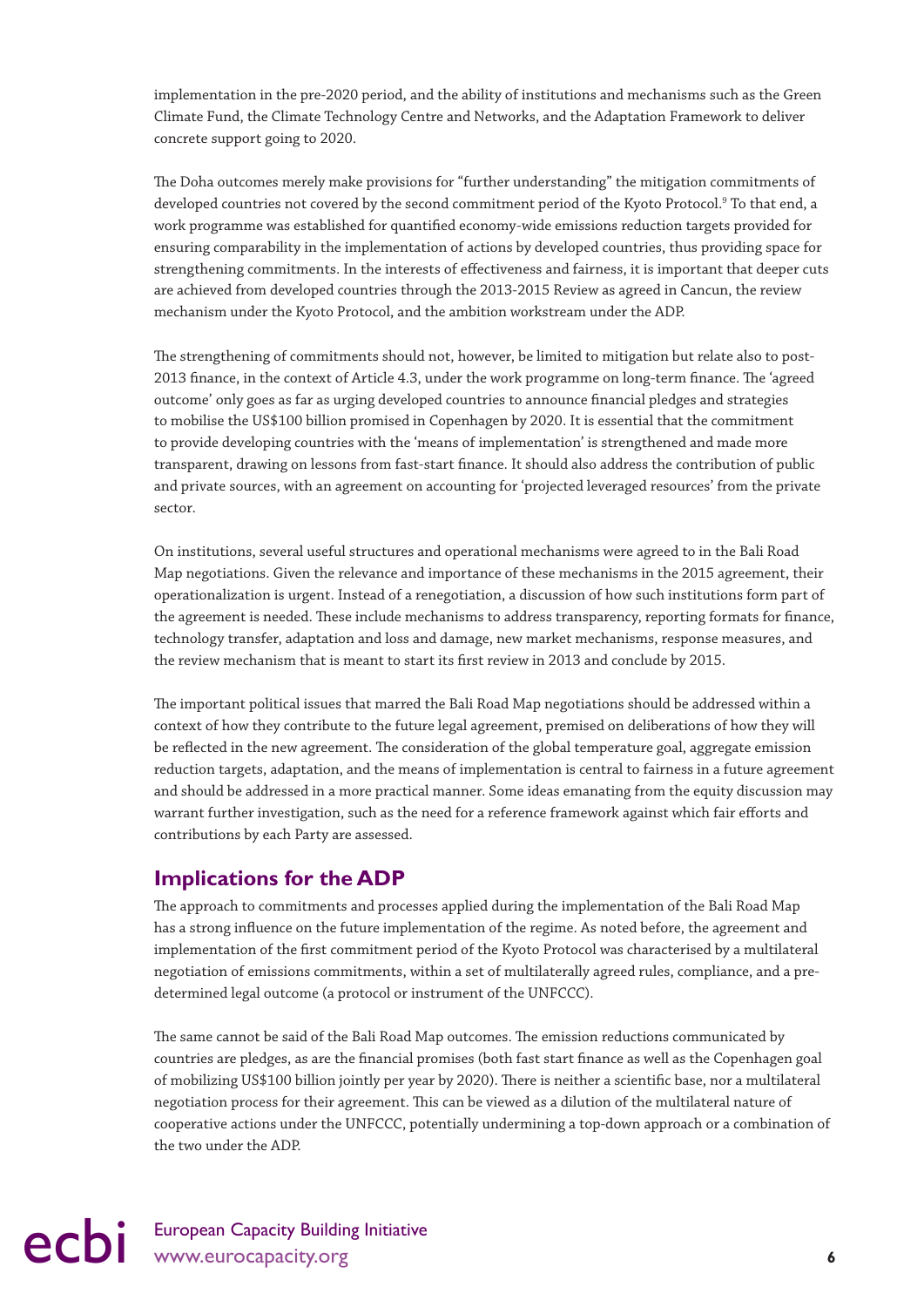implementation in the pre-2020 period, and the ability of institutions and mechanisms such as the Green Climate Fund, the Climate Technology Centre and Networks, and the Adaptation Framework to deliver concrete support going to 2020.

The Doha outcomes merely make provisions for "further understanding" the mitigation commitments of developed countries not covered by the second commitment period of the Kyoto Protocol.[9] To that end, a work programme was established for quantified economy-wide emissions reduction targets provided for ensuring comparability in the implementation of actions by developed countries, thus providing space for strengthening commitments. In the interests of effectiveness and fairness, it is important that deeper cuts are achieved from developed countries through the 2013-2015 Review as agreed in Cancun, the review mechanism under the Kyoto Protocol, and the ambition workstream under the ADP.

The strengthening of commitments should not, however, be limited to mitigation but relate also to post-2013 finance, in the context of Article 4.3, under the work programme on long-term finance. The 'agreed outcome' only goes as far as urging developed countries to announce financial pledges and strategies to mobilise the US$100 billion promised in Copenhagen by 2020. It is essential that the commitment to provide developing countries with the 'means of implementation' is strengthened and made more transparent, drawing on lessons from fast-start finance. It should also address the contribution of public and private sources, with an agreement on accounting for 'projected leveraged resources' from the private sector.

On institutions, several useful structures and operational mechanisms were agreed to in the Bali Road Map negotiations. Given the relevance and importance of these mechanisms in the 2015 agreement, their operationalization is urgent. Instead of a renegotiation, a discussion of how such institutions form part of the agreement is needed. These include mechanisms to address transparency, reporting formats for finance, technology transfer, adaptation and loss and damage, new market mechanisms, response measures, and the review mechanism that is meant to start its first review in 2013 and conclude by 2015.

The important political issues that marred the Bali Road Map negotiations should be addressed within a context of how they contribute to the future legal agreement, premised on deliberations of how they will be reflected in the new agreement. The consideration of the global temperature goal, aggregate emission reduction targets, adaptation, and the means of implementation is central to fairness in a future agreement and should be addressed in a more practical manner. Some ideas emanating from the equity discussion may warrant further investigation, such as the need for a reference framework against which fair efforts and contributions by each Party are assessed.

## Implications for the ADP

The approach to commitments and processes applied during the implementation of the Bali Road Map has a strong influence on the future implementation of the regime. As noted before, the agreement and implementation of the first commitment period of the Kyoto Protocol was characterised by a multilateral negotiation of emissions commitments, within a set of multilaterally agreed rules, compliance, and a pre-determined legal outcome (a protocol or instrument of the UNFCCC).

The same cannot be said of the Bali Road Map outcomes. The emission reductions communicated by countries are pledges, as are the financial promises (both fast start finance as well as the Copenhagen goal of mobilizing US$100 billion jointly per year by 2020). There is neither a scientific base, nor a multilateral negotiation process for their agreement. This can be viewed as a dilution of the multilateral nature of cooperative actions under the UNFCCC, potentially undermining a top-down approach or a combination of the two under the ADP.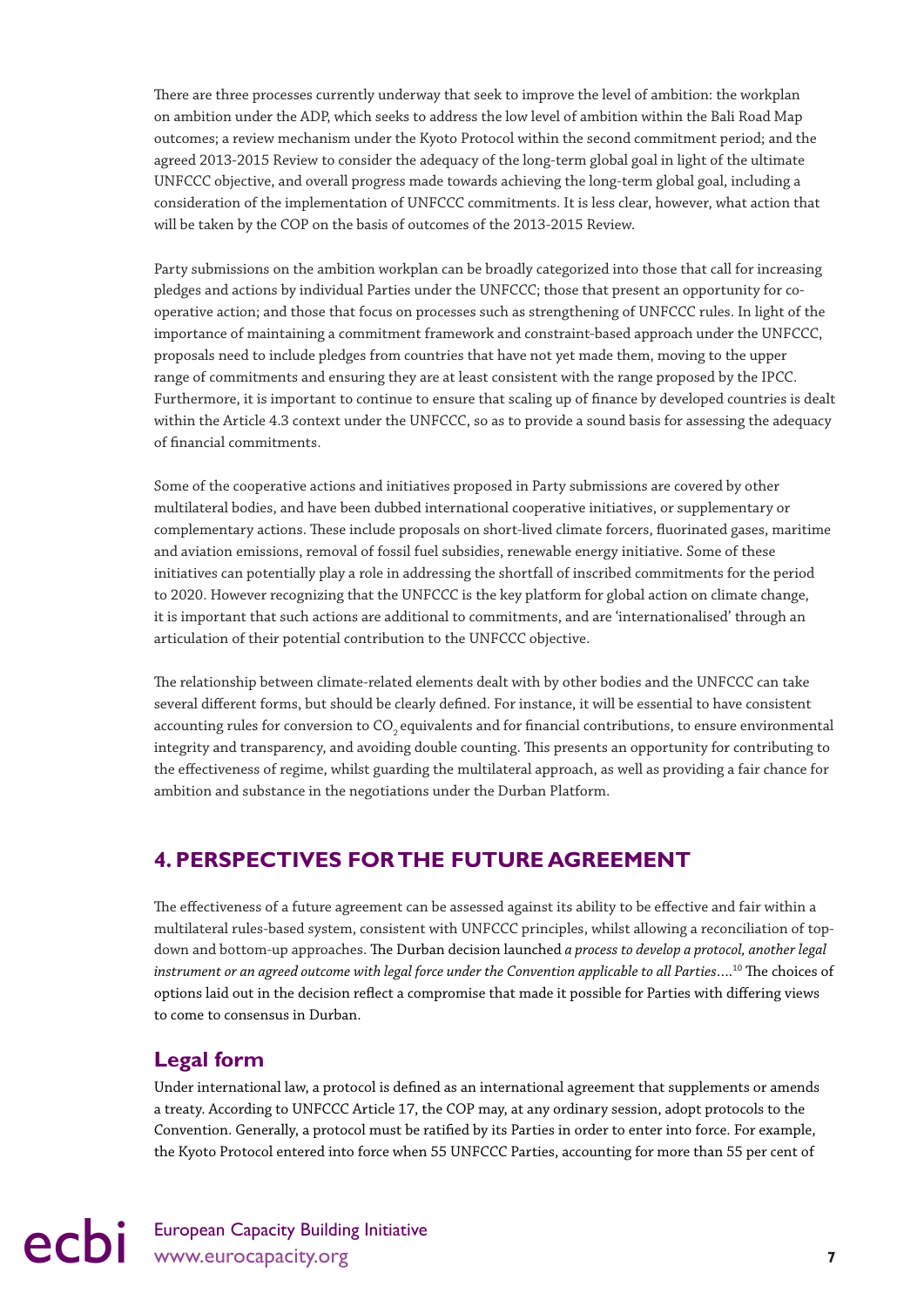There are three processes currently underway that seek to improve the level of ambition: the workplan on ambition under the ADP, which seeks to address the low level of ambition within the Bali Road Map outcomes; a review mechanism under the Kyoto Protocol within the second commitment period; and the agreed 2013-2015 Review to consider the adequacy of the long-term global goal in light of the ultimate UNFCCC objective, and overall progress made towards achieving the long-term global goal, including a consideration of the implementation of UNFCCC commitments. It is less clear, however, what action that will be taken by the COP on the basis of outcomes of the 2013-2015 Review.

Party submissions on the ambition workplan can be broadly categorized into those that call for increasing pledges and actions by individual Parties under the UNFCCC; those that present an opportunity for co-operative action; and those that focus on processes such as strengthening of UNFCCC rules. In light of the importance of maintaining a commitment framework and constraint-based approach under the UNFCCC, proposals need to include pledges from countries that have not yet made them, moving to the upper range of commitments and ensuring they are at least consistent with the range proposed by the IPCC. Furthermore, it is important to continue to ensure that scaling up of finance by developed countries is dealt within the Article 4.3 context under the UNFCCC, so as to provide a sound basis for assessing the adequacy of financial commitments.

Some of the cooperative actions and initiatives proposed in Party submissions are covered by other multilateral bodies, and have been dubbed international cooperative initiatives, or supplementary or complementary actions. These include proposals on short-lived climate forcers, fluorinated gases, maritime and aviation emissions, removal of fossil fuel subsidies, renewable energy initiative. Some of these initiatives can potentially play a role in addressing the shortfall of inscribed commitments for the period to 2020. However recognizing that the UNFCCC is the key platform for global action on climate change, it is important that such actions are additional to commitments, and are 'internationalised' through an articulation of their potential contribution to the UNFCCC objective.

The relationship between climate-related elements dealt with by other bodies and the UNFCCC can take several different forms, but should be clearly defined. For instance, it will be essential to have consistent accounting rules for conversion to $CO_2$ equivalents and for financial contributions, to ensure environmental integrity and transparency, and avoiding double counting. This presents an opportunity for contributing to the effectiveness of regime, whilst guarding the multilateral approach, as well as providing a fair chance for ambition and substance in the negotiations under the Durban Platform.

## 4. PERSPECTIVES FOR THE FUTURE AGREEMENT

The effectiveness of a future agreement can be assessed against its ability to be effective and fair within a multilateral rules-based system, consistent with UNFCCC principles, whilst allowing a reconciliation of top-down and bottom-up approaches. The Durban decision launched *a process to develop a protocol, another legal instrument or an agreed outcome with legal force under the Convention applicable to all Parties*....[10] The choices of options laid out in the decision reflect a compromise that made it possible for Parties with differing views to come to consensus in Durban.

### Legal form

Under international law, a protocol is defined as an international agreement that supplements or amends a treaty. According to UNFCCC Article 17, the COP may, at any ordinary session, adopt protocols to the Convention. Generally, a protocol must be ratified by its Parties in order to enter into force. For example, the Kyoto Protocol entered into force when 55 UNFCCC Parties, accounting for more than 55 per cent of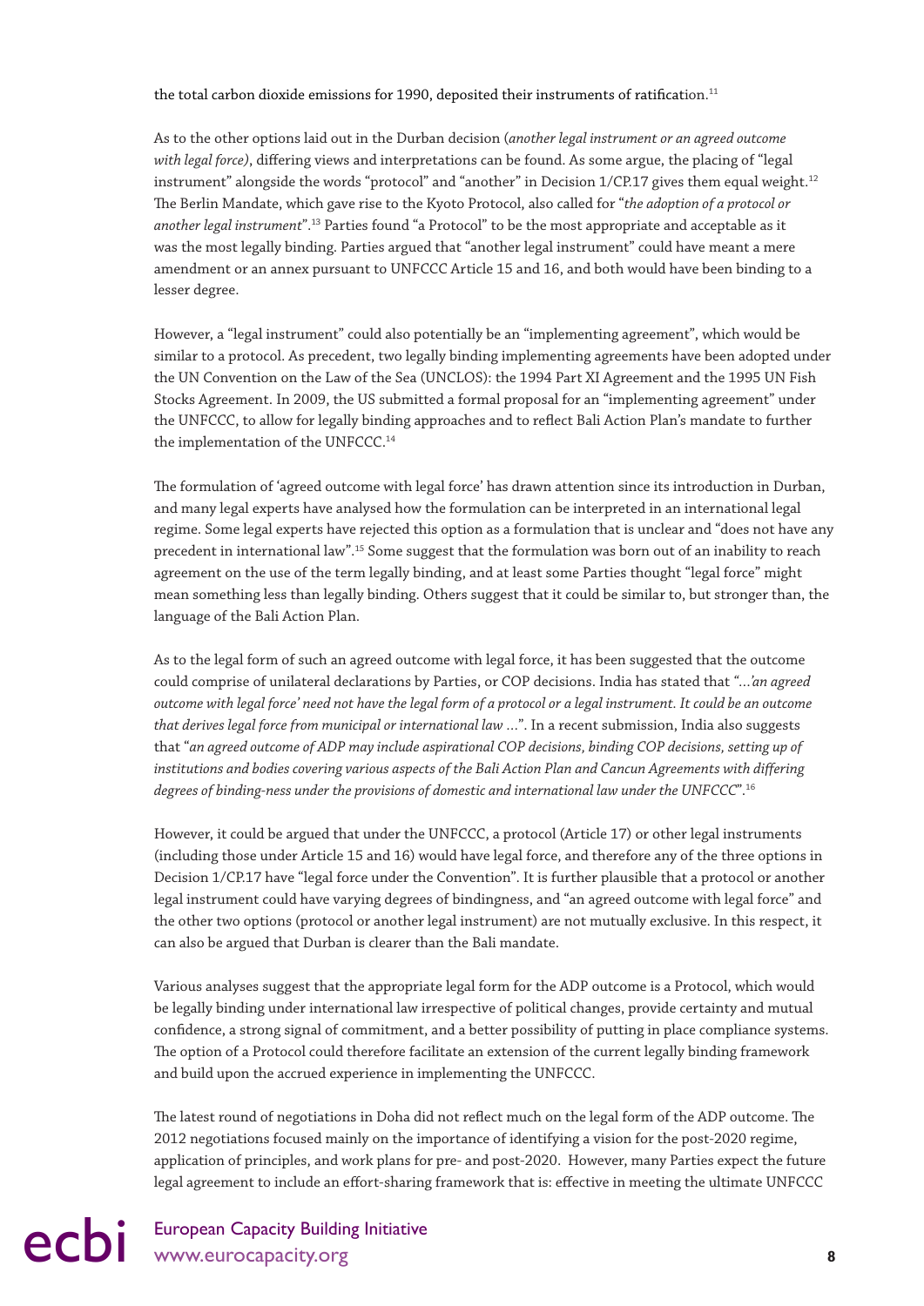the total carbon dioxide emissions for 1990, deposited their instruments of ratification.[11]

As to the other options laid out in the Durban decision (*another legal instrument or an agreed outcome with legal force)*, differing views and interpretations can be found. As some argue, the placing of "legal instrument" alongside the words "protocol" and "another" in Decision 1/CP.17 gives them equal weight.[12] The Berlin Mandate, which gave rise to the Kyoto Protocol, also called for "*the adoption of a protocol or another legal instrument*".[13] Parties found "a Protocol" to be the most appropriate and acceptable as it was the most legally binding. Parties argued that "another legal instrument" could have meant a mere amendment or an annex pursuant to UNFCCC Article 15 and 16, and both would have been binding to a lesser degree.

However, a "legal instrument" could also potentially be an "implementing agreement", which would be similar to a protocol. As precedent, two legally binding implementing agreements have been adopted under the UN Convention on the Law of the Sea (UNCLOS): the 1994 Part XI Agreement and the 1995 UN Fish Stocks Agreement. In 2009, the US submitted a formal proposal for an "implementing agreement" under the UNFCCC, to allow for legally binding approaches and to reflect Bali Action Plan's mandate to further the implementation of the UNFCCC.[14]

The formulation of 'agreed outcome with legal force' has drawn attention since its introduction in Durban, and many legal experts have analysed how the formulation can be interpreted in an international legal regime. Some legal experts have rejected this option as a formulation that is unclear and "does not have any precedent in international law".[15] Some suggest that the formulation was born out of an inability to reach agreement on the use of the term legally binding, and at least some Parties thought "legal force" might mean something less than legally binding. Others suggest that it could be similar to, but stronger than, the language of the Bali Action Plan.

As to the legal form of such an agreed outcome with legal force, it has been suggested that the outcome could comprise of unilateral declarations by Parties, or COP decisions. India has stated that "*…'an agreed outcome with legal force' need not have the legal form of a protocol or a legal instrument. It could be an outcome that derives legal force from municipal or international law …*". In a recent submission, India also suggests that "*an agreed outcome of ADP may include aspirational COP decisions, binding COP decisions, setting up of institutions and bodies covering various aspects of the Bali Action Plan and Cancun Agreements with differing degrees of binding-ness under the provisions of domestic and international law under the UNFCCC*".[16]

However, it could be argued that under the UNFCCC, a protocol (Article 17) or other legal instruments (including those under Article 15 and 16) would have legal force, and therefore any of the three options in Decision 1/CP.17 have "legal force under the Convention". It is further plausible that a protocol or another legal instrument could have varying degrees of bindingness, and "an agreed outcome with legal force" and the other two options (protocol or another legal instrument) are not mutually exclusive. In this respect, it can also be argued that Durban is clearer than the Bali mandate.

Various analyses suggest that the appropriate legal form for the ADP outcome is a Protocol, which would be legally binding under international law irrespective of political changes, provide certainty and mutual confidence, a strong signal of commitment, and a better possibility of putting in place compliance systems. The option of a Protocol could therefore facilitate an extension of the current legally binding framework and build upon the accrued experience in implementing the UNFCCC.

The latest round of negotiations in Doha did not reflect much on the legal form of the ADP outcome. The 2012 negotiations focused mainly on the importance of identifying a vision for the post-2020 regime, application of principles, and work plans for pre- and post-2020. However, many Parties expect the future legal agreement to include an effort-sharing framework that is: effective in meeting the ultimate UNFCCC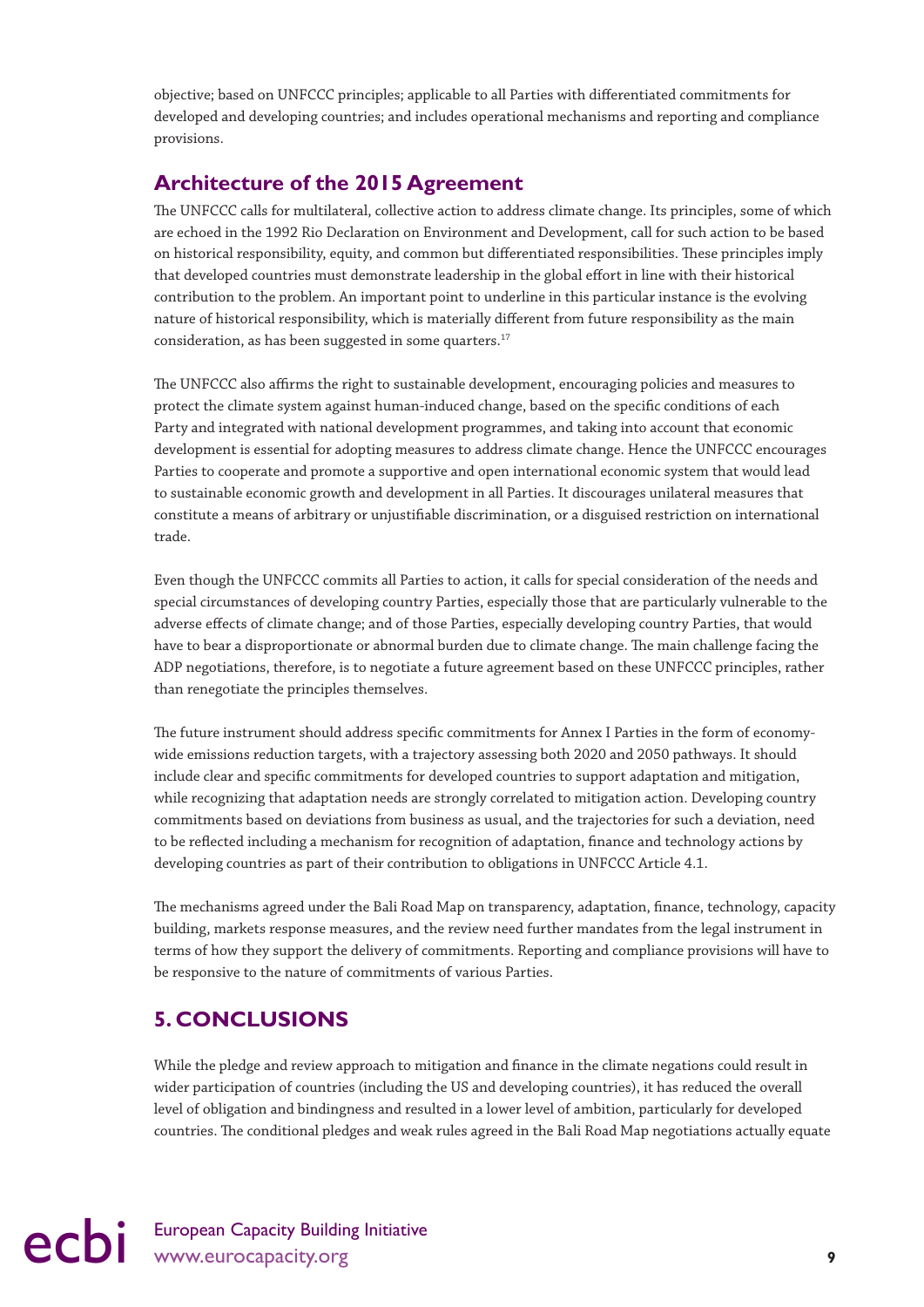objective; based on UNFCCC principles; applicable to all Parties with differentiated commitments for developed and developing countries; and includes operational mechanisms and reporting and compliance provisions.

## Architecture of the 2015 Agreement

The UNFCCC calls for multilateral, collective action to address climate change. Its principles, some of which are echoed in the 1992 Rio Declaration on Environment and Development, call for such action to be based on historical responsibility, equity, and common but differentiated responsibilities. These principles imply that developed countries must demonstrate leadership in the global effort in line with their historical contribution to the problem. An important point to underline in this particular instance is the evolving nature of historical responsibility, which is materially different from future responsibility as the main consideration, as has been suggested in some quarters.[17]

The UNFCCC also affirms the right to sustainable development, encouraging policies and measures to protect the climate system against human-induced change, based on the specific conditions of each Party and integrated with national development programmes, and taking into account that economic development is essential for adopting measures to address climate change. Hence the UNFCCC encourages Parties to cooperate and promote a supportive and open international economic system that would lead to sustainable economic growth and development in all Parties. It discourages unilateral measures that constitute a means of arbitrary or unjustifiable discrimination, or a disguised restriction on international trade.

Even though the UNFCCC commits all Parties to action, it calls for special consideration of the needs and special circumstances of developing country Parties, especially those that are particularly vulnerable to the adverse effects of climate change; and of those Parties, especially developing country Parties, that would have to bear a disproportionate or abnormal burden due to climate change. The main challenge facing the ADP negotiations, therefore, is to negotiate a future agreement based on these UNFCCC principles, rather than renegotiate the principles themselves.

The future instrument should address specific commitments for Annex I Parties in the form of economy-wide emissions reduction targets, with a trajectory assessing both 2020 and 2050 pathways. It should include clear and specific commitments for developed countries to support adaptation and mitigation, while recognizing that adaptation needs are strongly correlated to mitigation action. Developing country commitments based on deviations from business as usual, and the trajectories for such a deviation, need to be reflected including a mechanism for recognition of adaptation, finance and technology actions by developing countries as part of their contribution to obligations in UNFCCC Article 4.1.

The mechanisms agreed under the Bali Road Map on transparency, adaptation, finance, technology, capacity building, markets response measures, and the review need further mandates from the legal instrument in terms of how they support the delivery of commitments. Reporting and compliance provisions will have to be responsive to the nature of commitments of various Parties.

# 5. CONCLUSIONS

While the pledge and review approach to mitigation and finance in the climate negations could result in wider participation of countries (including the US and developing countries), it has reduced the overall level of obligation and bindingness and resulted in a lower level of ambition, particularly for developed countries. The conditional pledges and weak rules agreed in the Bali Road Map negotiations actually equate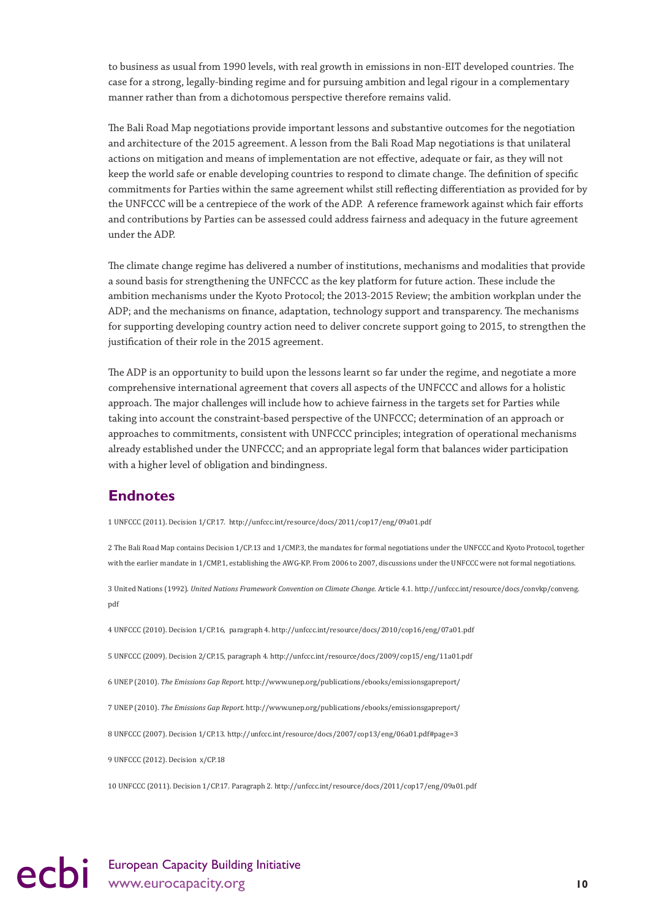to business as usual from 1990 levels, with real growth in emissions in non-EIT developed countries. The case for a strong, legally-binding regime and for pursuing ambition and legal rigour in a complementary manner rather than from a dichotomous perspective therefore remains valid.

The Bali Road Map negotiations provide important lessons and substantive outcomes for the negotiation and architecture of the 2015 agreement. A lesson from the Bali Road Map negotiations is that unilateral actions on mitigation and means of implementation are not effective, adequate or fair, as they will not keep the world safe or enable developing countries to respond to climate change. The definition of specific commitments for Parties within the same agreement whilst still reflecting differentiation as provided for by the UNFCCC will be a centrepiece of the work of the ADP. A reference framework against which fair efforts and contributions by Parties can be assessed could address fairness and adequacy in the future agreement under the ADP.

The climate change regime has delivered a number of institutions, mechanisms and modalities that provide a sound basis for strengthening the UNFCCC as the key platform for future action. These include the ambition mechanisms under the Kyoto Protocol; the 2013-2015 Review; the ambition workplan under the ADP; and the mechanisms on finance, adaptation, technology support and transparency. The mechanisms for supporting developing country action need to deliver concrete support going to 2015, to strengthen the justification of their role in the 2015 agreement.

The ADP is an opportunity to build upon the lessons learnt so far under the regime, and negotiate a more comprehensive international agreement that covers all aspects of the UNFCCC and allows for a holistic approach. The major challenges will include how to achieve fairness in the targets set for Parties while taking into account the constraint-based perspective of the UNFCCC; determination of an approach or approaches to commitments, consistent with UNFCCC principles; integration of operational mechanisms already established under the UNFCCC; and an appropriate legal form that balances wider participation with a higher level of obligation and bindingness.

## Endnotes

1 UNFCCC (2011). Decision 1/CP.17. http://unfccc.int/resource/docs/2011/cop17/eng/09a01.pdf

2 The Bali Road Map contains Decision 1/CP.13 and 1/CMP.3, the mandates for formal negotiations under the UNFCCC and Kyoto Protocol, together with the earlier mandate in 1/CMP.1, establishing the AWG-KP. From 2006 to 2007, discussions under the UNFCCC were not formal negotiations.

3 United Nations (1992). *United Nations Framework Convention on Climate Change.* Article 4.1. http://unfccc.int/resource/docs/convkp/conveng.pdf

4 UNFCCC (2010). Decision 1/CP.16, paragraph 4. http://unfccc.int/resource/docs/2010/cop16/eng/07a01.pdf

5 UNFCCC (2009). Decision 2/CP.15, paragraph 4. http://unfccc.int/resource/docs/2009/cop15/eng/11a01.pdf

6 UNEP (2010). *The Emissions Gap Report.* http://www.unep.org/publications/ebooks/emissionsgapreport/

7 UNEP (2010). *The Emissions Gap Report.* http://www.unep.org/publications/ebooks/emissionsgapreport/

8 UNFCCC (2007). Decision 1/CP.13. http://unfccc.int/resource/docs/2007/cop13/eng/06a01.pdf#page=3

9 UNFCCC (2012). Decision x/CP.18

10 UNFCCC (2011). Decision 1/CP.17. Paragraph 2. http://unfccc.int/resource/docs/2011/cop17/eng/09a01.pdf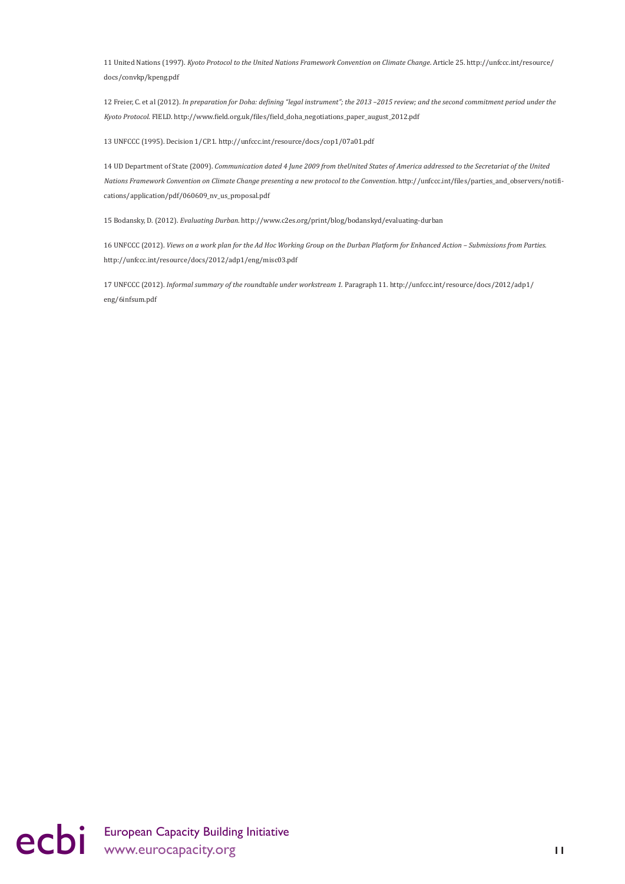11 United Nations (1997). *Kyoto Protocol to the United Nations Framework Convention on Climate Change*. Article 25. http://unfccc.int/resource/docs/convkp/kpeng.pdf

12 Freier, C. et al (2012). *In preparation for Doha: defining "legal instrument"; the 2013 –2015 review; and the second commitment period under the Kyoto Protocol*. FIELD. http://www.field.org.uk/files/field_doha_negotiations_paper_august_2012.pdf

13 UNFCCC (1995). Decision 1/CP.1. http://unfccc.int/resource/docs/cop1/07a01.pdf

14 UD Department of State (2009). *Communication dated 4 June 2009 from theUnited States of America addressed to the Secretariat of the United Nations Framework Convention on Climate Change presenting a new protocol to the Convention*. http://unfccc.int/files/parties_and_observers/notifications/application/pdf/060609_nv_us_proposal.pdf

15 Bodansky, D. (2012). *Evaluating Durban*. http://www.c2es.org/print/blog/bodanskyd/evaluating-durban

16 UNFCCC (2012). *Views on a work plan for the Ad Hoc Working Group on the Durban Platform for Enhanced Action – Submissions from Parties*. http://unfccc.int/resource/docs/2012/adp1/eng/misc03.pdf

17 UNFCCC (2012). *Informal summary of the roundtable under workstream 1*. Paragraph 11. http://unfccc.int/resource/docs/2012/adp1/eng/6infsum.pdf